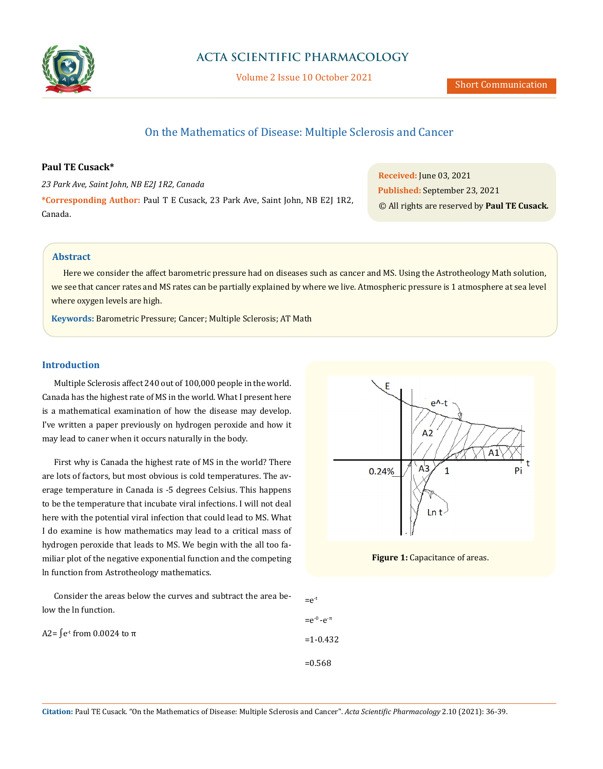# On the Mathematics of Disease: Multiple Sclerosis and Cancer

**Paul TE Cusack***

*23 Park Ave, Saint John, NB E2J 1R2, Canada*

***Corresponding Author:** Paul T E Cusack, 23 Park Ave, Saint John, NB E2J 1R2, Canada.

**Received:** June 03, 2021
**Published:** September 23, 2021
© All rights are reserved by **Paul TE Cusack.**

## Abstract

Here we consider the affect barometric pressure had on diseases such as cancer and MS. Using the Astrotheology Math solution, we see that cancer rates and MS rates can be partially explained by where we live. Atmospheric pressure is 1 atmosphere at sea level where oxygen levels are high.

**Keywords:** Barometric Pressure; Cancer; Multiple Sclerosis; AT Math

## Introduction

Multiple Sclerosis affect 240 out of 100,000 people in the world. Canada has the highest rate of MS in the world. What I present here is a mathematical examination of how the disease may develop. I've written a paper previously on hydrogen peroxide and how it may lead to caner when it occurs naturally in the body.

First why is Canada the highest rate of MS in the world? There are lots of factors, but most obvious is cold temperatures. The average temperature in Canada is -5 degrees Celsius. This happens to be the temperature that incubate viral infections. I will not deal here with the potential viral infection that could lead to MS. What I do examine is how mathematics may lead to a critical mass of hydrogen peroxide that leads to MS. We begin with the all too familiar plot of the negative exponential function and the competing ln function from Astrotheology mathematics.

**Figure 1:** Capacitance of areas.

Consider the areas below the curves and subtract the area below the ln function.

A2= $\int e^{-t}$ from 0.0024 to π

$=e^{-t}$

$=e^{-0} - e^{-\pi}$

$=1-0.432$

$=0.568$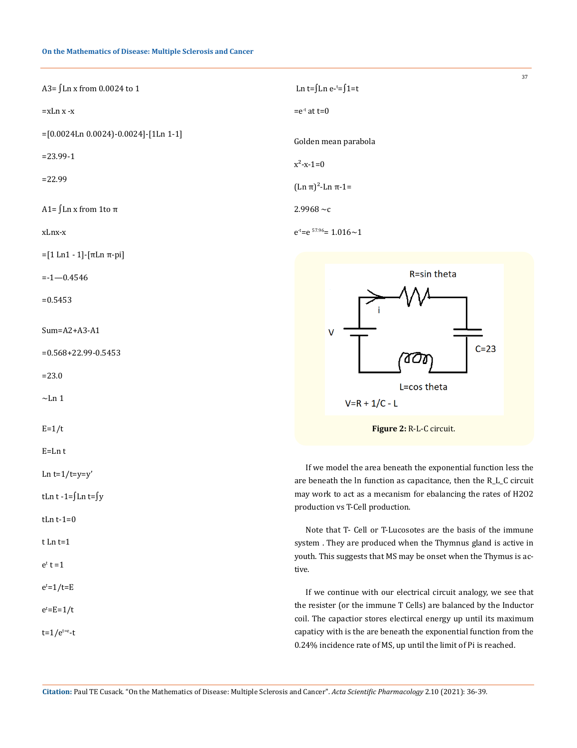$A3= \int \text{Ln } x$ from 0.0024 to 1

$=x\text{Ln } x - x$

$=[0.0024\text{Ln } 0.0024)-0.0024]-[1\text{Ln } 1-1]$

$=23.99-1$

$=22.99$

$A1= \int \text{Ln } x$ from 1to $\pi$

$x\text{Ln}x-x$

$=[1 \text{ Ln}1 - 1]-[\pi\text{Ln } \pi\text{-pi}]$

$=-1—0.4546$

$=0.5453$

$\text{Sum}=A2+A3-A1$

$=0.568+22.99-0.5453$

$=23.0$

$\sim\text{Ln } 1$

$E=1/t$

$E=\text{Ln } t$

$\text{Ln } t=1/t=y=y'$

$t\text{Ln } t -1=\int\text{Ln } t=\int y$

$t\text{Ln } t-1=0$

$t \text{ Ln } t=1$

$e^t \ t =1$

$e^t=1/t=E$

$e^t=E=1/t$

$t=1/e^{t=e}-t$

$\text{Ln } t=\int\text{Ln } e^{-t}=\int 1=t$

$=e^{-t}$ at $t=0$

Golden mean parabola

$x^2-x-1=0$

$(\text{Ln } \pi)^2-\text{Ln } \pi-1=$

$2.9968 \sim c$

$e^{-t}=e^{\ 57.96}= 1.016\sim 1$

R=sin theta

i

V

C=23

L=cos theta

V=R + 1/C - L

**Figure 2:** R-L-C circuit.

If we model the area beneath the exponential function less the are beneath the ln function as capacitance, then the R_L_C circuit may work to act as a mecanism for ebalancing the rates of H2O2 production vs T-Cell production.

Note that T- Cell or T-Lucosotes are the basis of the immune system . They are produced when the Thymnus gland is active in youth. This suggests that MS may be onset when the Thymus is active.

If we continue with our electrical circuit analogy, we see that the resister (or the immune T Cells) are balanced by the Inductor coil. The capactior stores electircal energy up until its maximum capaticy with is the are beneath the exponential function from the 0.24% incidence rate of MS, up until the limit of Pi is reached.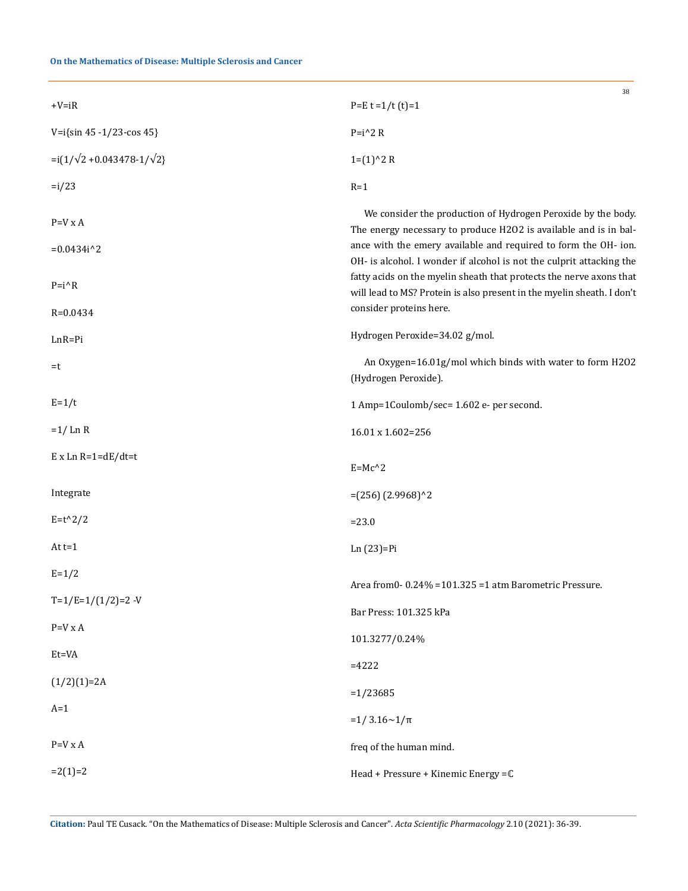$+V=iR$

$V=i\{\sin 45 -1/23-\cos 45\}$

$=i(1/\sqrt{2} +0.043478-1/\sqrt{2}\}$

$=i/23$

$P=V \times A$

$=0.0434i^2$

$P=i^R$

$R=0.0434$

$\ln R=Pi$

$=t$

$E=1/t$

$=1/ \ln R$

$E \times \ln R=1=dE/dt=t$

Integrate

$E=t^2/2$

At $t=1$

$E=1/2$

$T=1/E=1/(1/2)=2$ -V

$P=V \times A$

$Et=VA$

$(1/2)(1)=2A$

$A=1$

$P=V \times A$

$=2(1)=2$

$P=E\ t =1/t\ (t)=1$

$P=i^2 R$

$1=(1)^2 R$

$R=1$

We consider the production of Hydrogen Peroxide by the body. The energy necessary to produce H2O2 is available and is in balance with the emery available and required to form the OH- ion. OH- is alcohol. I wonder if alcohol is not the culprit attacking the fatty acids on the myelin sheath that protects the nerve axons that will lead to MS? Protein is also present in the myelin sheath. I don't consider proteins here.

Hydrogen Peroxide=34.02 g/mol.

An Oxygen=16.01g/mol which binds with water to form H2O2 (Hydrogen Peroxide).

1 Amp=1Coulomb/sec= 1.602 e- per second.

$16.01 \times 1.602=256$

$E=Mc^2$

$=(256)\ (2.9968)^2$

$=23.0$

$\ln (23)=Pi$

Area from0- 0.24% =101.325 =1 atm Barometric Pressure.

Bar Press: 101.325 kPa

101.3277/0.24%

$=4222$

$=1/23685$

$=1/\ 3.16\sim1/\pi$

freq of the human mind.

Head + Pressure + Kinemic Energy $=\mathbb{C}$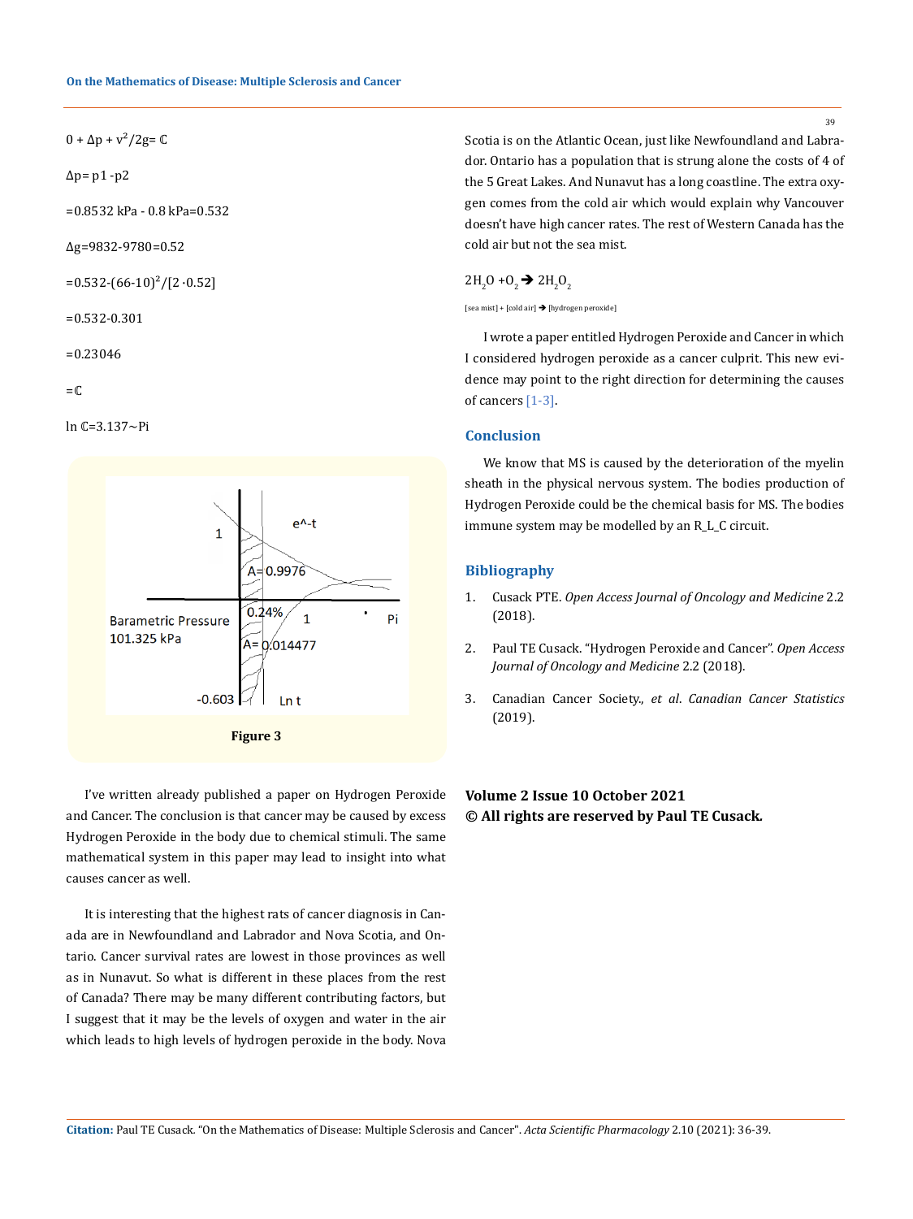$0 + \Delta p + v^2/2g= \mathbb{C}$

$\Delta p= p1 -p2$

$=0.8532 \text{ kPa} - 0.8 \text{ kPa}=0.532$

$\Delta g=9832-9780=0.52$

$=0.532-(66-10)^2/[2 \cdot 0.52]$

$=0.532-0.301$

$=0.23046$

$=\mathbb{C}$

$\ln \mathbb{C}=3.137{\sim}\text{Pi}$

e^-t

1

A= 0.9976

0.24%

1

Pi

Baramettric Pressure
101.325 kPa

A= 0.014477

-0.603

Ln t

Figure 3

I've written already published a paper on Hydrogen Peroxide and Cancer. The conclusion is that cancer may be caused by excess Hydrogen Peroxide in the body due to chemical stimuli. The same mathematical system in this paper may lead to insight into what causes cancer as well.

It is interesting that the highest rats of cancer diagnosis in Canada are in Newfoundland and Labrador and Nova Scotia, and Ontario. Cancer survival rates are lowest in those provinces as well as in Nunavut. So what is different in these places from the rest of Canada? There may be many different contributing factors, but I suggest that it may be the levels of oxygen and water in the air which leads to high levels of hydrogen peroxide in the body. Nova Scotia is on the Atlantic Ocean, just like Newfoundland and Labrador. Ontario has a population that is strung alone the costs of 4 of the 5 Great Lakes. And Nunavut has a long coastline. The extra oxygen comes from the cold air which would explain why Vancouver doesn't have high cancer rates. The rest of Western Canada has the cold air but not the sea mist.

$2H_2O + O_2 \rightarrow 2H_2O_2$

[sea mist] + [cold air] ➔ [hydrogen peroxide]

I wrote a paper entitled Hydrogen Peroxide and Cancer in which I considered hydrogen peroxide as a cancer culprit. This new evidence may point to the right direction for determining the causes of cancers [1-3].

## Conclusion

We know that MS is caused by the deterioration of the myelin sheath in the physical nervous system. The bodies production of Hydrogen Peroxide could be the chemical basis for MS. The bodies immune system may be modelled by an R_L_C circuit.

## Bibliography

1. Cusack PTE. *Open Access Journal of Oncology and Medicine* 2.2 (2018).
2. Paul TE Cusack. "Hydrogen Peroxide and Cancer". *Open Access Journal of Oncology and Medicine* 2.2 (2018).
3. Canadian Cancer Society., *et al*. *Canadian Cancer Statistics* (2019).

**Volume 2 Issue 10 October 2021**
**© All rights are reserved by Paul TE Cusack.**